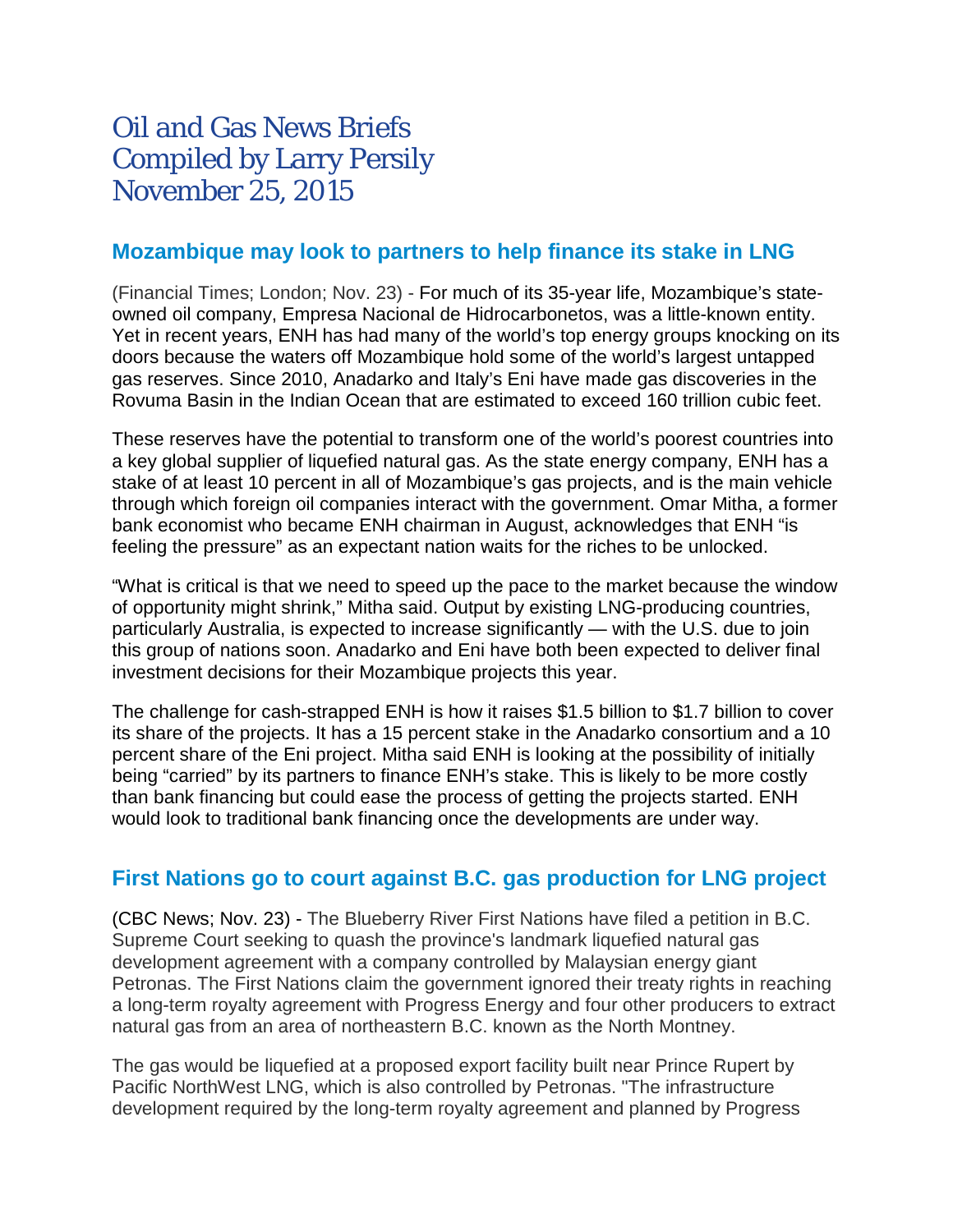# Oil and Gas News Briefs
# Compiled by Larry Persily
# November 25, 2015

## Mozambique may look to partners to help finance its stake in LNG

(Financial Times; London; Nov. 23) - For much of its 35-year life, Mozambique's state-owned oil company, Empresa Nacional de Hidrocarbonetos, was a little-known entity. Yet in recent years, ENH has had many of the world's top energy groups knocking on its doors because the waters off Mozambique hold some of the world's largest untapped gas reserves. Since 2010, Anadarko and Italy's Eni have made gas discoveries in the Rovuma Basin in the Indian Ocean that are estimated to exceed 160 trillion cubic feet.

These reserves have the potential to transform one of the world's poorest countries into a key global supplier of liquefied natural gas. As the state energy company, ENH has a stake of at least 10 percent in all of Mozambique's gas projects, and is the main vehicle through which foreign oil companies interact with the government. Omar Mitha, a former bank economist who became ENH chairman in August, acknowledges that ENH "is feeling the pressure" as an expectant nation waits for the riches to be unlocked.

"What is critical is that we need to speed up the pace to the market because the window of opportunity might shrink," Mitha said. Output by existing LNG-producing countries, particularly Australia, is expected to increase significantly — with the U.S. due to join this group of nations soon. Anadarko and Eni have both been expected to deliver final investment decisions for their Mozambique projects this year.

The challenge for cash-strapped ENH is how it raises $1.5 billion to $1.7 billion to cover its share of the projects. It has a 15 percent stake in the Anadarko consortium and a 10 percent share of the Eni project. Mitha said ENH is looking at the possibility of initially being "carried" by its partners to finance ENH's stake. This is likely to be more costly than bank financing but could ease the process of getting the projects started. ENH would look to traditional bank financing once the developments are under way.

## First Nations go to court against B.C. gas production for LNG project

(CBC News; Nov. 23) - The Blueberry River First Nations have filed a petition in B.C. Supreme Court seeking to quash the province's landmark liquefied natural gas development agreement with a company controlled by Malaysian energy giant Petronas. The First Nations claim the government ignored their treaty rights in reaching a long-term royalty agreement with Progress Energy and four other producers to extract natural gas from an area of northeastern B.C. known as the North Montney.

The gas would be liquefied at a proposed export facility built near Prince Rupert by Pacific NorthWest LNG, which is also controlled by Petronas. "The infrastructure development required by the long-term royalty agreement and planned by Progress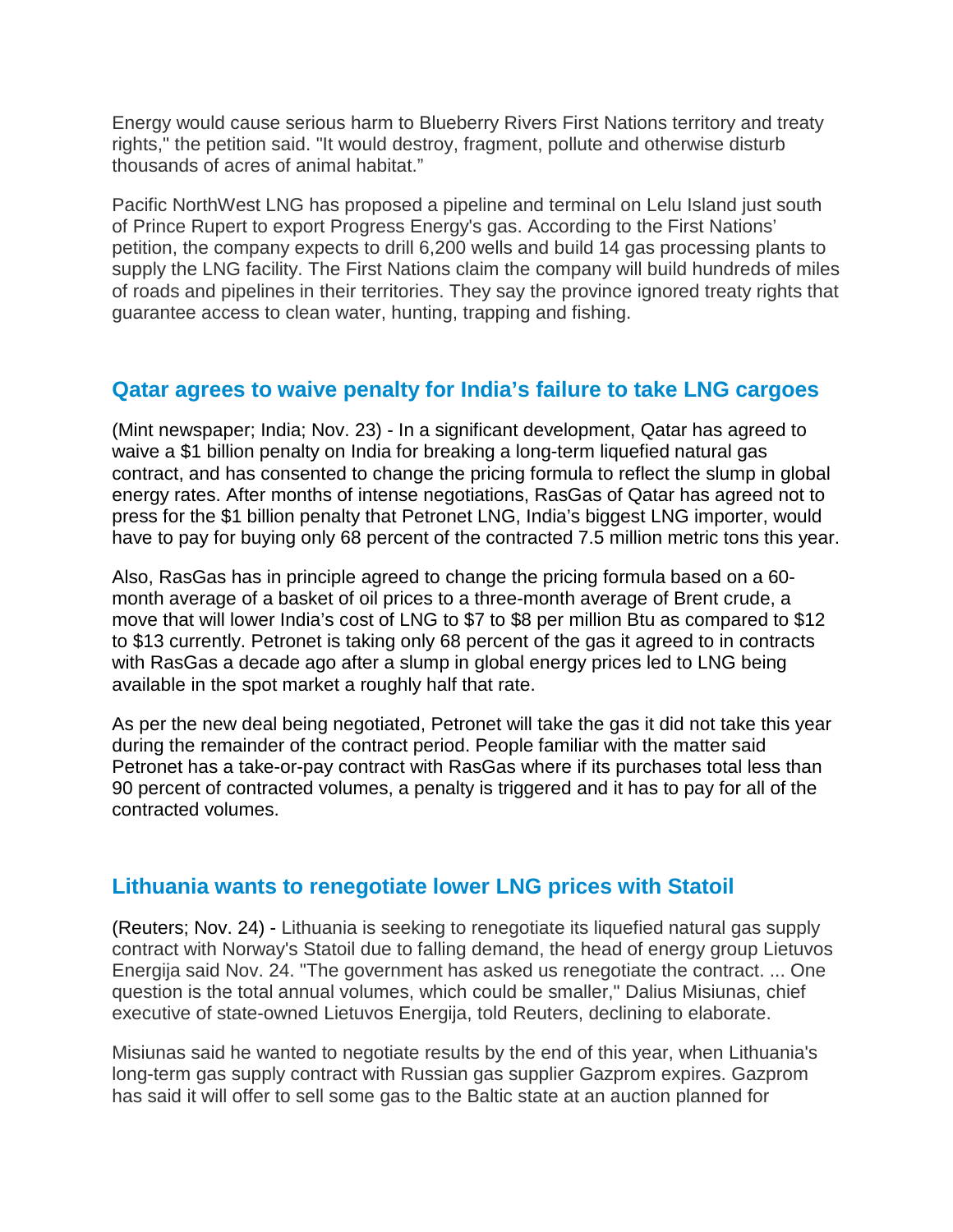Energy would cause serious harm to Blueberry Rivers First Nations territory and treaty rights," the petition said. "It would destroy, fragment, pollute and otherwise disturb thousands of acres of animal habitat."

Pacific NorthWest LNG has proposed a pipeline and terminal on Lelu Island just south of Prince Rupert to export Progress Energy's gas. According to the First Nations' petition, the company expects to drill 6,200 wells and build 14 gas processing plants to supply the LNG facility. The First Nations claim the company will build hundreds of miles of roads and pipelines in their territories. They say the province ignored treaty rights that guarantee access to clean water, hunting, trapping and fishing.

## Qatar agrees to waive penalty for India's failure to take LNG cargoes

(Mint newspaper; India; Nov. 23) - In a significant development, Qatar has agreed to waive a $1 billion penalty on India for breaking a long-term liquefied natural gas contract, and has consented to change the pricing formula to reflect the slump in global energy rates. After months of intense negotiations, RasGas of Qatar has agreed not to press for the $1 billion penalty that Petronet LNG, India's biggest LNG importer, would have to pay for buying only 68 percent of the contracted 7.5 million metric tons this year.

Also, RasGas has in principle agreed to change the pricing formula based on a 60-month average of a basket of oil prices to a three-month average of Brent crude, a move that will lower India's cost of LNG to $7 to $8 per million Btu as compared to $12 to $13 currently. Petronet is taking only 68 percent of the gas it agreed to in contracts with RasGas a decade ago after a slump in global energy prices led to LNG being available in the spot market a roughly half that rate.

As per the new deal being negotiated, Petronet will take the gas it did not take this year during the remainder of the contract period. People familiar with the matter said Petronet has a take-or-pay contract with RasGas where if its purchases total less than 90 percent of contracted volumes, a penalty is triggered and it has to pay for all of the contracted volumes.

## Lithuania wants to renegotiate lower LNG prices with Statoil

(Reuters; Nov. 24) - Lithuania is seeking to renegotiate its liquefied natural gas supply contract with Norway's Statoil due to falling demand, the head of energy group Lietuvos Energija said Nov. 24. "The government has asked us renegotiate the contract. ... One question is the total annual volumes, which could be smaller," Dalius Misiunas, chief executive of state-owned Lietuvos Energija, told Reuters, declining to elaborate.

Misiunas said he wanted to negotiate results by the end of this year, when Lithuania's long-term gas supply contract with Russian gas supplier Gazprom expires. Gazprom has said it will offer to sell some gas to the Baltic state at an auction planned for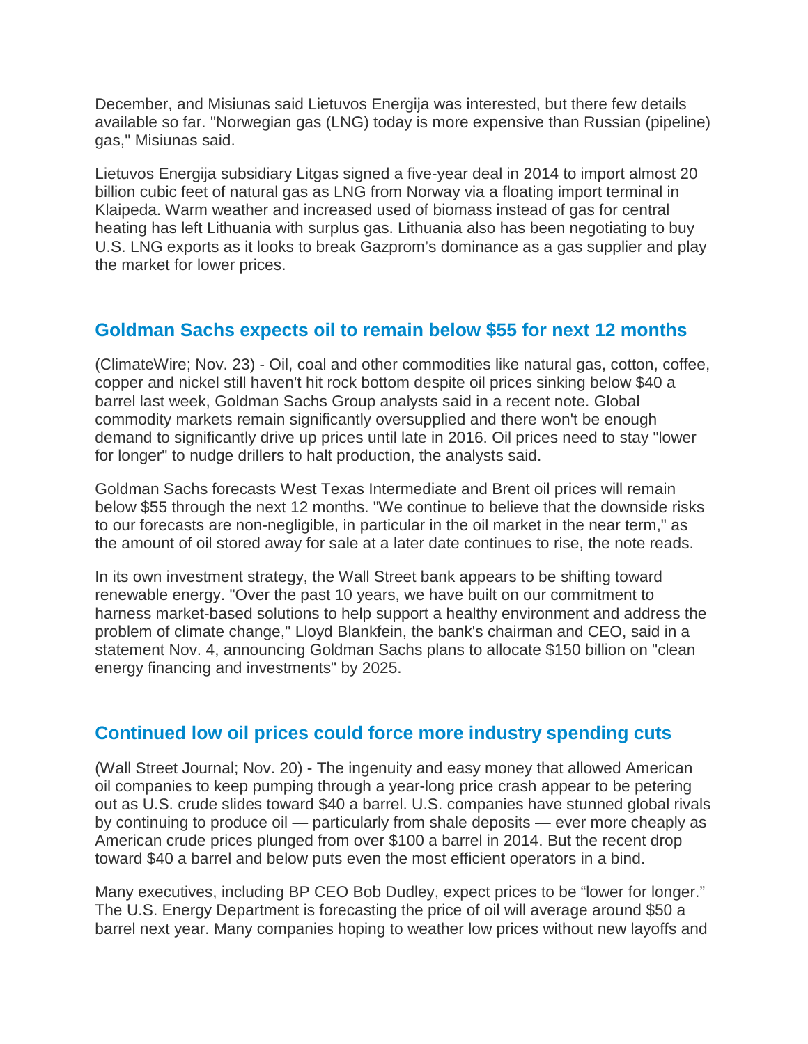December, and Misiunas said Lietuvos Energija was interested, but there few details available so far. "Norwegian gas (LNG) today is more expensive than Russian (pipeline) gas," Misiunas said.

Lietuvos Energija subsidiary Litgas signed a five-year deal in 2014 to import almost 20 billion cubic feet of natural gas as LNG from Norway via a floating import terminal in Klaipeda. Warm weather and increased used of biomass instead of gas for central heating has left Lithuania with surplus gas. Lithuania also has been negotiating to buy U.S. LNG exports as it looks to break Gazprom's dominance as a gas supplier and play the market for lower prices.

## Goldman Sachs expects oil to remain below $55 for next 12 months

(ClimateWire; Nov. 23) - Oil, coal and other commodities like natural gas, cotton, coffee, copper and nickel still haven't hit rock bottom despite oil prices sinking below $40 a barrel last week, Goldman Sachs Group analysts said in a recent note. Global commodity markets remain significantly oversupplied and there won't be enough demand to significantly drive up prices until late in 2016. Oil prices need to stay "lower for longer" to nudge drillers to halt production, the analysts said.

Goldman Sachs forecasts West Texas Intermediate and Brent oil prices will remain below $55 through the next 12 months. "We continue to believe that the downside risks to our forecasts are non-negligible, in particular in the oil market in the near term," as the amount of oil stored away for sale at a later date continues to rise, the note reads.

In its own investment strategy, the Wall Street bank appears to be shifting toward renewable energy. "Over the past 10 years, we have built on our commitment to harness market-based solutions to help support a healthy environment and address the problem of climate change," Lloyd Blankfein, the bank's chairman and CEO, said in a statement Nov. 4, announcing Goldman Sachs plans to allocate $150 billion on "clean energy financing and investments" by 2025.

## Continued low oil prices could force more industry spending cuts

(Wall Street Journal; Nov. 20) - The ingenuity and easy money that allowed American oil companies to keep pumping through a year-long price crash appear to be petering out as U.S. crude slides toward $40 a barrel. U.S. companies have stunned global rivals by continuing to produce oil — particularly from shale deposits — ever more cheaply as American crude prices plunged from over $100 a barrel in 2014. But the recent drop toward $40 a barrel and below puts even the most efficient operators in a bind.

Many executives, including BP CEO Bob Dudley, expect prices to be "lower for longer." The U.S. Energy Department is forecasting the price of oil will average around $50 a barrel next year. Many companies hoping to weather low prices without new layoffs and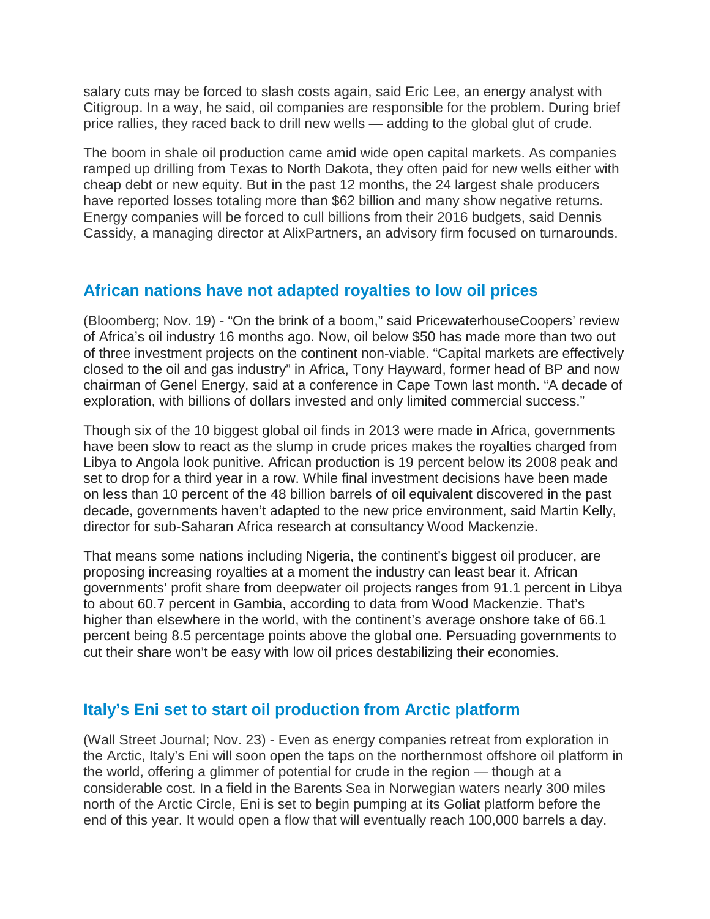salary cuts may be forced to slash costs again, said Eric Lee, an energy analyst with Citigroup. In a way, he said, oil companies are responsible for the problem. During brief price rallies, they raced back to drill new wells — adding to the global glut of crude.

The boom in shale oil production came amid wide open capital markets. As companies ramped up drilling from Texas to North Dakota, they often paid for new wells either with cheap debt or new equity. But in the past 12 months, the 24 largest shale producers have reported losses totaling more than $62 billion and many show negative returns. Energy companies will be forced to cull billions from their 2016 budgets, said Dennis Cassidy, a managing director at AlixPartners, an advisory firm focused on turnarounds.

## African nations have not adapted royalties to low oil prices

(Bloomberg; Nov. 19) - “On the brink of a boom,” said PricewaterhouseCoopers’ review of Africa’s oil industry 16 months ago. Now, oil below $50 has made more than two out of three investment projects on the continent non-viable. “Capital markets are effectively closed to the oil and gas industry” in Africa, Tony Hayward, former head of BP and now chairman of Genel Energy, said at a conference in Cape Town last month. “A decade of exploration, with billions of dollars invested and only limited commercial success.”

Though six of the 10 biggest global oil finds in 2013 were made in Africa, governments have been slow to react as the slump in crude prices makes the royalties charged from Libya to Angola look punitive. African production is 19 percent below its 2008 peak and set to drop for a third year in a row. While final investment decisions have been made on less than 10 percent of the 48 billion barrels of oil equivalent discovered in the past decade, governments haven’t adapted to the new price environment, said Martin Kelly, director for sub-Saharan Africa research at consultancy Wood Mackenzie.

That means some nations including Nigeria, the continent’s biggest oil producer, are proposing increasing royalties at a moment the industry can least bear it. African governments’ profit share from deepwater oil projects ranges from 91.1 percent in Libya to about 60.7 percent in Gambia, according to data from Wood Mackenzie. That’s higher than elsewhere in the world, with the continent’s average onshore take of 66.1 percent being 8.5 percentage points above the global one. Persuading governments to cut their share won’t be easy with low oil prices destabilizing their economies.

## Italy’s Eni set to start oil production from Arctic platform

(Wall Street Journal; Nov. 23) - Even as energy companies retreat from exploration in the Arctic, Italy’s Eni will soon open the taps on the northernmost offshore oil platform in the world, offering a glimmer of potential for crude in the region — though at a considerable cost. In a field in the Barents Sea in Norwegian waters nearly 300 miles north of the Arctic Circle, Eni is set to begin pumping at its Goliat platform before the end of this year. It would open a flow that will eventually reach 100,000 barrels a day.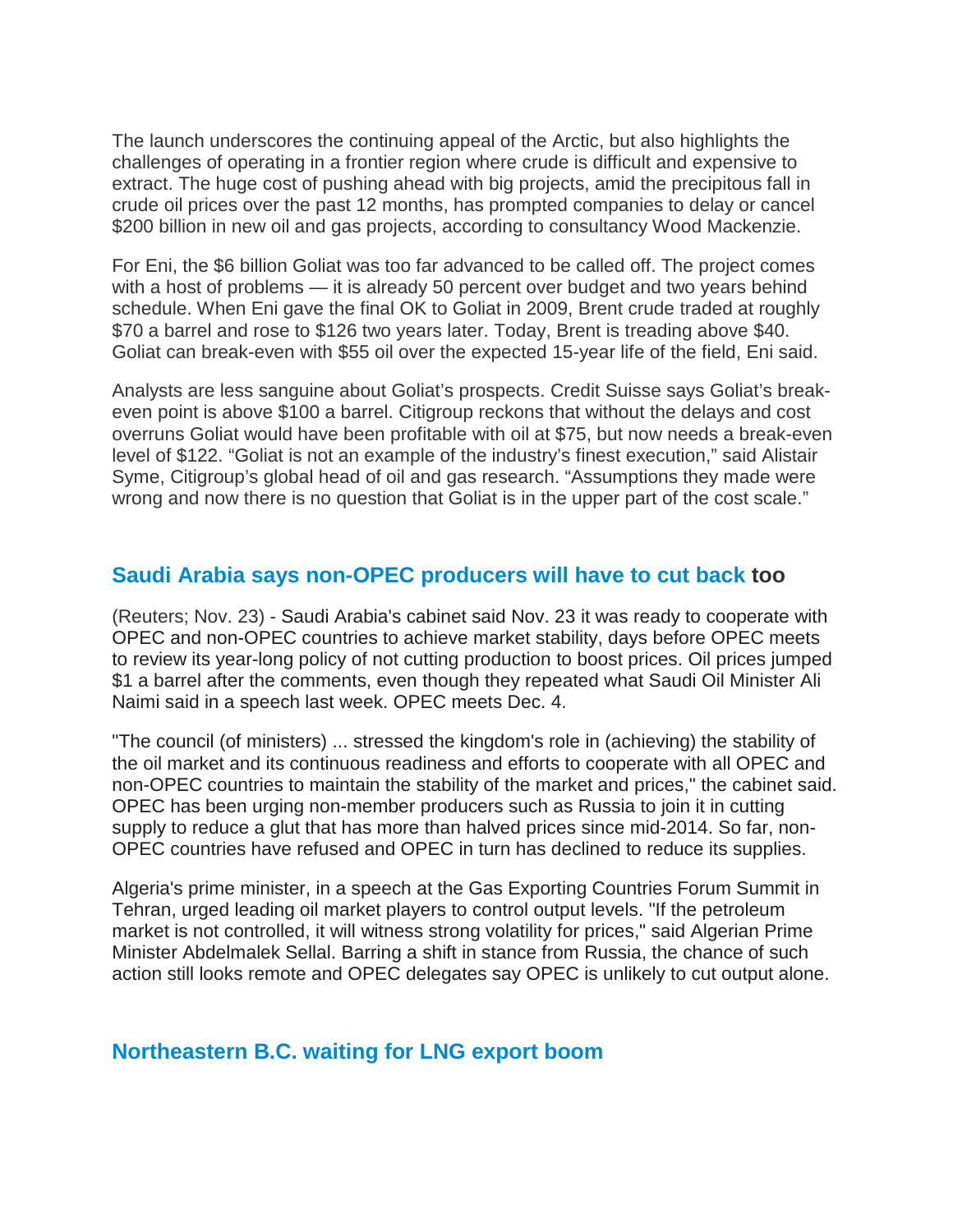The launch underscores the continuing appeal of the Arctic, but also highlights the challenges of operating in a frontier region where crude is difficult and expensive to extract. The huge cost of pushing ahead with big projects, amid the precipitous fall in crude oil prices over the past 12 months, has prompted companies to delay or cancel $200 billion in new oil and gas projects, according to consultancy Wood Mackenzie.

For Eni, the $6 billion Goliat was too far advanced to be called off. The project comes with a host of problems — it is already 50 percent over budget and two years behind schedule. When Eni gave the final OK to Goliat in 2009, Brent crude traded at roughly $70 a barrel and rose to $126 two years later. Today, Brent is treading above $40. Goliat can break-even with $55 oil over the expected 15-year life of the field, Eni said.

Analysts are less sanguine about Goliat's prospects. Credit Suisse says Goliat's break-even point is above $100 a barrel. Citigroup reckons that without the delays and cost overruns Goliat would have been profitable with oil at $75, but now needs a break-even level of $122. "Goliat is not an example of the industry's finest execution," said Alistair Syme, Citigroup's global head of oil and gas research. "Assumptions they made were wrong and now there is no question that Goliat is in the upper part of the cost scale."

## Saudi Arabia says non-OPEC producers will have to cut back too

(Reuters; Nov. 23) - Saudi Arabia's cabinet said Nov. 23 it was ready to cooperate with OPEC and non-OPEC countries to achieve market stability, days before OPEC meets to review its year-long policy of not cutting production to boost prices. Oil prices jumped $1 a barrel after the comments, even though they repeated what Saudi Oil Minister Ali Naimi said in a speech last week. OPEC meets Dec. 4.

"The council (of ministers) ... stressed the kingdom's role in (achieving) the stability of the oil market and its continuous readiness and efforts to cooperate with all OPEC and non-OPEC countries to maintain the stability of the market and prices," the cabinet said. OPEC has been urging non-member producers such as Russia to join it in cutting supply to reduce a glut that has more than halved prices since mid-2014. So far, non-OPEC countries have refused and OPEC in turn has declined to reduce its supplies.

Algeria's prime minister, in a speech at the Gas Exporting Countries Forum Summit in Tehran, urged leading oil market players to control output levels. "If the petroleum market is not controlled, it will witness strong volatility for prices," said Algerian Prime Minister Abdelmalek Sellal. Barring a shift in stance from Russia, the chance of such action still looks remote and OPEC delegates say OPEC is unlikely to cut output alone.

## Northeastern B.C. waiting for LNG export boom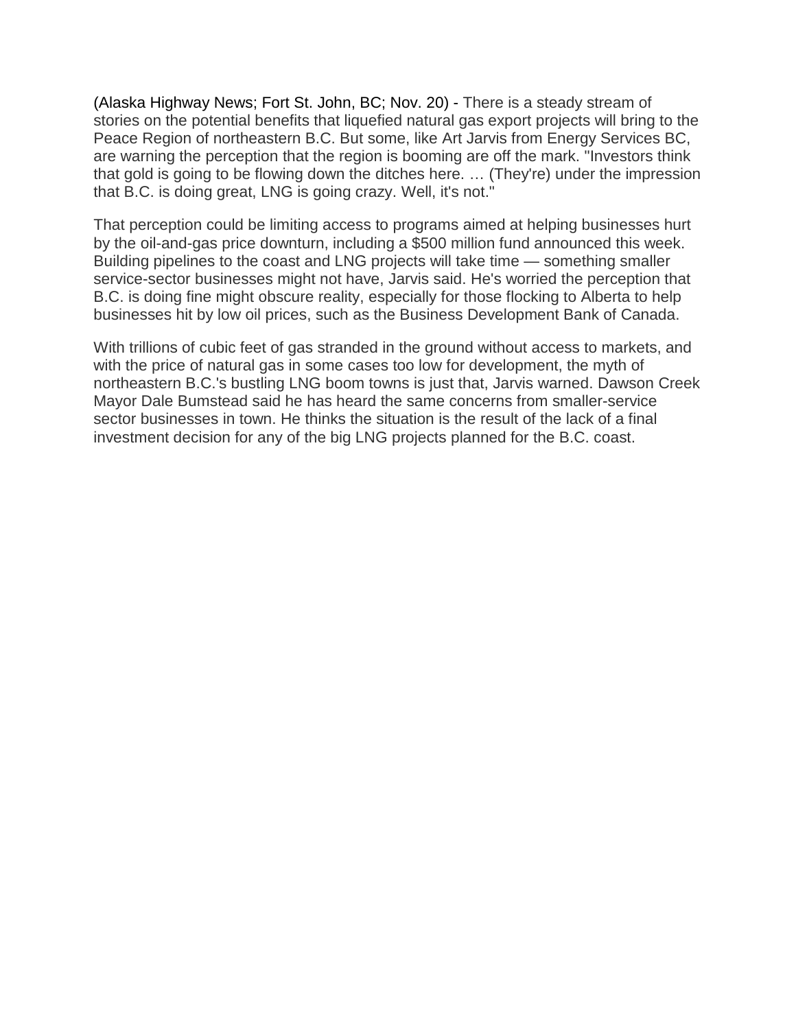(Alaska Highway News; Fort St. John, BC; Nov. 20) - There is a steady stream of stories on the potential benefits that liquefied natural gas export projects will bring to the Peace Region of northeastern B.C. But some, like Art Jarvis from Energy Services BC, are warning the perception that the region is booming are off the mark. "Investors think that gold is going to be flowing down the ditches here. … (They're) under the impression that B.C. is doing great, LNG is going crazy. Well, it's not."

That perception could be limiting access to programs aimed at helping businesses hurt by the oil-and-gas price downturn, including a $500 million fund announced this week. Building pipelines to the coast and LNG projects will take time — something smaller service-sector businesses might not have, Jarvis said. He's worried the perception that B.C. is doing fine might obscure reality, especially for those flocking to Alberta to help businesses hit by low oil prices, such as the Business Development Bank of Canada.

With trillions of cubic feet of gas stranded in the ground without access to markets, and with the price of natural gas in some cases too low for development, the myth of northeastern B.C.'s bustling LNG boom towns is just that, Jarvis warned. Dawson Creek Mayor Dale Bumstead said he has heard the same concerns from smaller-service sector businesses in town. He thinks the situation is the result of the lack of a final investment decision for any of the big LNG projects planned for the B.C. coast.